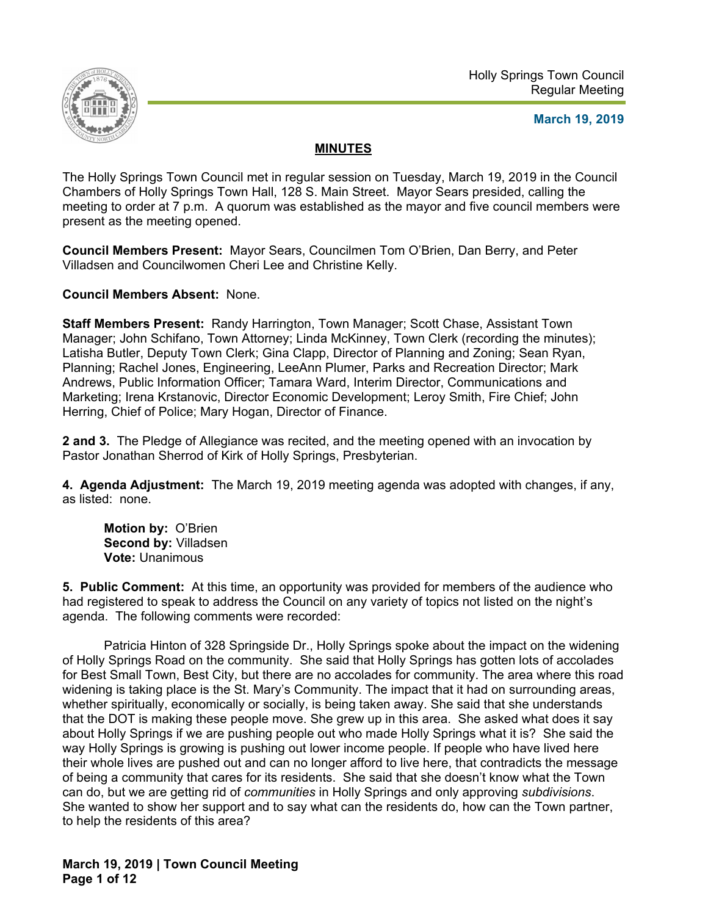Holly Springs Town Council
Regular Meeting

**March 19, 2019**

## MINUTES

The Holly Springs Town Council met in regular session on Tuesday, March 19, 2019 in the Council Chambers of Holly Springs Town Hall, 128 S. Main Street. Mayor Sears presided, calling the meeting to order at 7 p.m. A quorum was established as the mayor and five council members were present as the meeting opened.

**Council Members Present:** Mayor Sears, Councilmen Tom O'Brien, Dan Berry, and Peter Villadsen and Councilwomen Cheri Lee and Christine Kelly.

**Council Members Absent:** None.

**Staff Members Present:** Randy Harrington, Town Manager; Scott Chase, Assistant Town Manager; John Schifano, Town Attorney; Linda McKinney, Town Clerk (recording the minutes); Latisha Butler, Deputy Town Clerk; Gina Clapp, Director of Planning and Zoning; Sean Ryan, Planning; Rachel Jones, Engineering, LeeAnn Plumer, Parks and Recreation Director; Mark Andrews, Public Information Officer; Tamara Ward, Interim Director, Communications and Marketing; Irena Krstanovic, Director Economic Development; Leroy Smith, Fire Chief; John Herring, Chief of Police; Mary Hogan, Director of Finance.

**2 and 3.** The Pledge of Allegiance was recited, and the meeting opened with an invocation by Pastor Jonathan Sherrod of Kirk of Holly Springs, Presbyterian.

**4. Agenda Adjustment:** The March 19, 2019 meeting agenda was adopted with changes, if any, as listed: none.

> **Motion by:** O'Brien
> **Second by:** Villadsen
> **Vote:** Unanimous

**5. Public Comment:** At this time, an opportunity was provided for members of the audience who had registered to speak to address the Council on any variety of topics not listed on the night's agenda. The following comments were recorded:

Patricia Hinton of 328 Springside Dr., Holly Springs spoke about the impact on the widening of Holly Springs Road on the community. She said that Holly Springs has gotten lots of accolades for Best Small Town, Best City, but there are no accolades for community. The area where this road widening is taking place is the St. Mary's Community. The impact that it had on surrounding areas, whether spiritually, economically or socially, is being taken away. She said that she understands that the DOT is making these people move. She grew up in this area. She asked what does it say about Holly Springs if we are pushing people out who made Holly Springs what it is? She said the way Holly Springs is growing is pushing out lower income people. If people who have lived here their whole lives are pushed out and can no longer afford to live here, that contradicts the message of being a community that cares for its residents. She said that she doesn't know what the Town can do, but we are getting rid of *communities* in Holly Springs and only approving *subdivisions*. She wanted to show her support and to say what can the residents do, how can the Town partner, to help the residents of this area?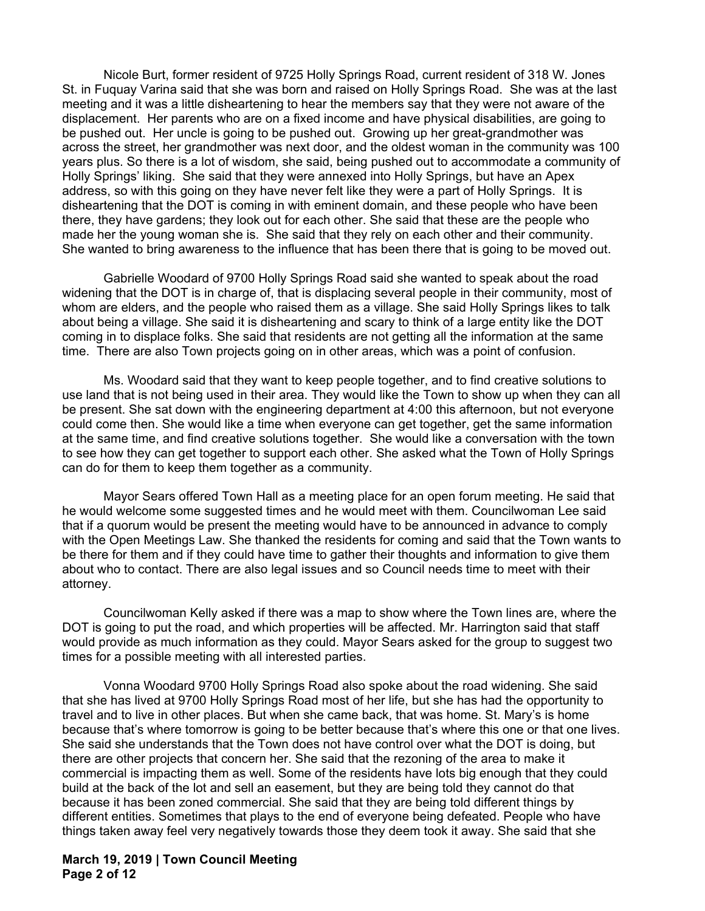Nicole Burt, former resident of 9725 Holly Springs Road, current resident of 318 W. Jones St. in Fuquay Varina said that she was born and raised on Holly Springs Road. She was at the last meeting and it was a little disheartening to hear the members say that they were not aware of the displacement. Her parents who are on a fixed income and have physical disabilities, are going to be pushed out. Her uncle is going to be pushed out. Growing up her great-grandmother was across the street, her grandmother was next door, and the oldest woman in the community was 100 years plus. So there is a lot of wisdom, she said, being pushed out to accommodate a community of Holly Springs' liking. She said that they were annexed into Holly Springs, but have an Apex address, so with this going on they have never felt like they were a part of Holly Springs. It is disheartening that the DOT is coming in with eminent domain, and these people who have been there, they have gardens; they look out for each other. She said that these are the people who made her the young woman she is. She said that they rely on each other and their community. She wanted to bring awareness to the influence that has been there that is going to be moved out.

Gabrielle Woodard of 9700 Holly Springs Road said she wanted to speak about the road widening that the DOT is in charge of, that is displacing several people in their community, most of whom are elders, and the people who raised them as a village. She said Holly Springs likes to talk about being a village. She said it is disheartening and scary to think of a large entity like the DOT coming in to displace folks. She said that residents are not getting all the information at the same time. There are also Town projects going on in other areas, which was a point of confusion.

Ms. Woodard said that they want to keep people together, and to find creative solutions to use land that is not being used in their area. They would like the Town to show up when they can all be present. She sat down with the engineering department at 4:00 this afternoon, but not everyone could come then. She would like a time when everyone can get together, get the same information at the same time, and find creative solutions together. She would like a conversation with the town to see how they can get together to support each other. She asked what the Town of Holly Springs can do for them to keep them together as a community.

Mayor Sears offered Town Hall as a meeting place for an open forum meeting. He said that he would welcome some suggested times and he would meet with them. Councilwoman Lee said that if a quorum would be present the meeting would have to be announced in advance to comply with the Open Meetings Law. She thanked the residents for coming and said that the Town wants to be there for them and if they could have time to gather their thoughts and information to give them about who to contact. There are also legal issues and so Council needs time to meet with their attorney.

Councilwoman Kelly asked if there was a map to show where the Town lines are, where the DOT is going to put the road, and which properties will be affected. Mr. Harrington said that staff would provide as much information as they could. Mayor Sears asked for the group to suggest two times for a possible meeting with all interested parties.

Vonna Woodard 9700 Holly Springs Road also spoke about the road widening. She said that she has lived at 9700 Holly Springs Road most of her life, but she has had the opportunity to travel and to live in other places. But when she came back, that was home. St. Mary's is home because that's where tomorrow is going to be better because that's where this one or that one lives. She said she understands that the Town does not have control over what the DOT is doing, but there are other projects that concern her. She said that the rezoning of the area to make it commercial is impacting them as well. Some of the residents have lots big enough that they could build at the back of the lot and sell an easement, but they are being told they cannot do that because it has been zoned commercial. She said that they are being told different things by different entities. Sometimes that plays to the end of everyone being defeated. People who have things taken away feel very negatively towards those they deem took it away. She said that she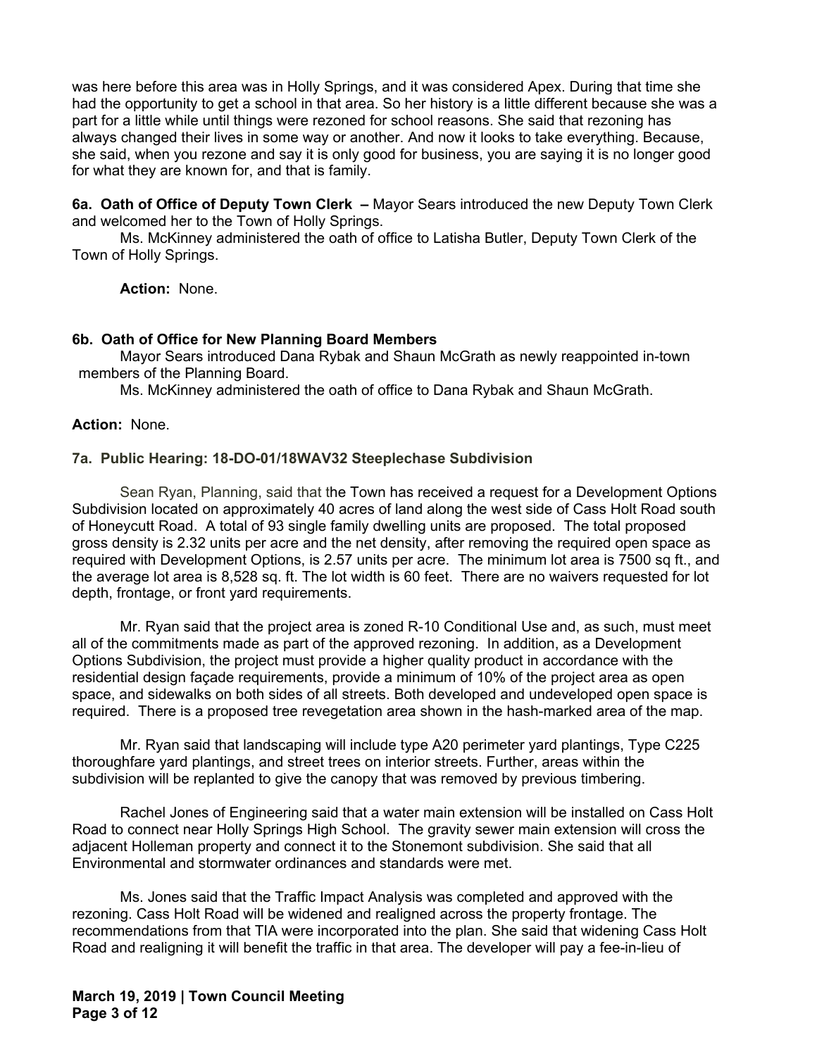was here before this area was in Holly Springs, and it was considered Apex. During that time she had the opportunity to get a school in that area. So her history is a little different because she was a part for a little while until things were rezoned for school reasons. She said that rezoning has always changed their lives in some way or another. And now it looks to take everything. Because, she said, when you rezone and say it is only good for business, you are saying it is no longer good for what they are known for, and that is family.

**6a. Oath of Office of Deputy Town Clerk –** Mayor Sears introduced the new Deputy Town Clerk and welcomed her to the Town of Holly Springs.

Ms. McKinney administered the oath of office to Latisha Butler, Deputy Town Clerk of the Town of Holly Springs.

**Action:** None.

**6b. Oath of Office for New Planning Board Members**

Mayor Sears introduced Dana Rybak and Shaun McGrath as newly reappointed in-town members of the Planning Board.

Ms. McKinney administered the oath of office to Dana Rybak and Shaun McGrath.

**Action:** None.

**7a. Public Hearing: 18-DO-01/18WAV32 Steeplechase Subdivision**

Sean Ryan, Planning, said that the Town has received a request for a Development Options Subdivision located on approximately 40 acres of land along the west side of Cass Holt Road south of Honeycutt Road. A total of 93 single family dwelling units are proposed. The total proposed gross density is 2.32 units per acre and the net density, after removing the required open space as required with Development Options, is 2.57 units per acre. The minimum lot area is 7500 sq ft., and the average lot area is 8,528 sq. ft. The lot width is 60 feet. There are no waivers requested for lot depth, frontage, or front yard requirements.

Mr. Ryan said that the project area is zoned R-10 Conditional Use and, as such, must meet all of the commitments made as part of the approved rezoning. In addition, as a Development Options Subdivision, the project must provide a higher quality product in accordance with the residential design façade requirements, provide a minimum of 10% of the project area as open space, and sidewalks on both sides of all streets. Both developed and undeveloped open space is required. There is a proposed tree revegetation area shown in the hash-marked area of the map.

Mr. Ryan said that landscaping will include type A20 perimeter yard plantings, Type C225 thoroughfare yard plantings, and street trees on interior streets. Further, areas within the subdivision will be replanted to give the canopy that was removed by previous timbering.

Rachel Jones of Engineering said that a water main extension will be installed on Cass Holt Road to connect near Holly Springs High School. The gravity sewer main extension will cross the adjacent Holleman property and connect it to the Stonemont subdivision. She said that all Environmental and stormwater ordinances and standards were met.

Ms. Jones said that the Traffic Impact Analysis was completed and approved with the rezoning. Cass Holt Road will be widened and realigned across the property frontage. The recommendations from that TIA were incorporated into the plan. She said that widening Cass Holt Road and realigning it will benefit the traffic in that area. The developer will pay a fee-in-lieu of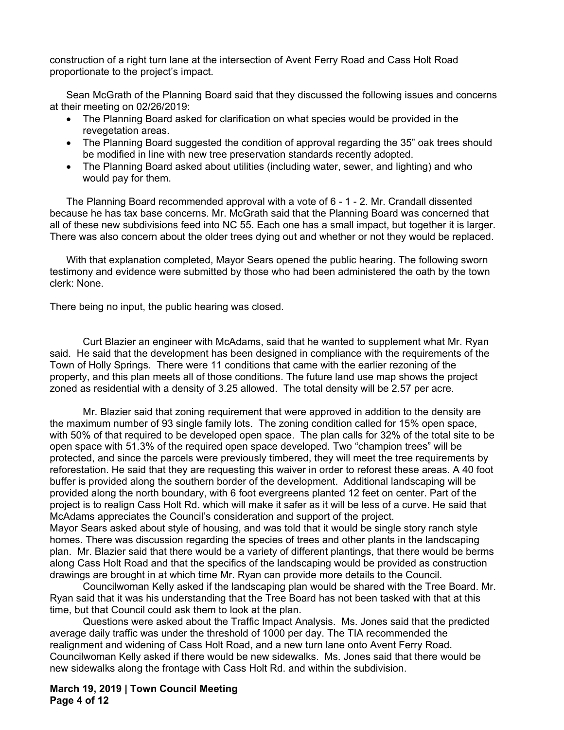construction of a right turn lane at the intersection of Avent Ferry Road and Cass Holt Road proportionate to the project's impact.

Sean McGrath of the Planning Board said that they discussed the following issues and concerns at their meeting on 02/26/2019:

- The Planning Board asked for clarification on what species would be provided in the revegetation areas.
- The Planning Board suggested the condition of approval regarding the 35" oak trees should be modified in line with new tree preservation standards recently adopted.
- The Planning Board asked about utilities (including water, sewer, and lighting) and who would pay for them.

The Planning Board recommended approval with a vote of 6 - 1 - 2. Mr. Crandall dissented because he has tax base concerns. Mr. McGrath said that the Planning Board was concerned that all of these new subdivisions feed into NC 55. Each one has a small impact, but together it is larger. There was also concern about the older trees dying out and whether or not they would be replaced.

With that explanation completed, Mayor Sears opened the public hearing. The following sworn testimony and evidence were submitted by those who had been administered the oath by the town clerk: None.

There being no input, the public hearing was closed.

Curt Blazier an engineer with McAdams, said that he wanted to supplement what Mr. Ryan said. He said that the development has been designed in compliance with the requirements of the Town of Holly Springs. There were 11 conditions that came with the earlier rezoning of the property, and this plan meets all of those conditions. The future land use map shows the project zoned as residential with a density of 3.25 allowed. The total density will be 2.57 per acre.

Mr. Blazier said that zoning requirement that were approved in addition to the density are the maximum number of 93 single family lots. The zoning condition called for 15% open space, with 50% of that required to be developed open space. The plan calls for 32% of the total site to be open space with 51.3% of the required open space developed. Two "champion trees" will be protected, and since the parcels were previously timbered, they will meet the tree requirements by reforestation. He said that they are requesting this waiver in order to reforest these areas. A 40 foot buffer is provided along the southern border of the development. Additional landscaping will be provided along the north boundary, with 6 foot evergreens planted 12 feet on center. Part of the project is to realign Cass Holt Rd. which will make it safer as it will be less of a curve. He said that McAdams appreciates the Council's consideration and support of the project.

Mayor Sears asked about style of housing, and was told that it would be single story ranch style homes. There was discussion regarding the species of trees and other plants in the landscaping plan. Mr. Blazier said that there would be a variety of different plantings, that there would be berms along Cass Holt Road and that the specifics of the landscaping would be provided as construction drawings are brought in at which time Mr. Ryan can provide more details to the Council.

Councilwoman Kelly asked if the landscaping plan would be shared with the Tree Board. Mr. Ryan said that it was his understanding that the Tree Board has not been tasked with that at this time, but that Council could ask them to look at the plan.

Questions were asked about the Traffic Impact Analysis. Ms. Jones said that the predicted average daily traffic was under the threshold of 1000 per day. The TIA recommended the realignment and widening of Cass Holt Road, and a new turn lane onto Avent Ferry Road. Councilwoman Kelly asked if there would be new sidewalks. Ms. Jones said that there would be new sidewalks along the frontage with Cass Holt Rd. and within the subdivision.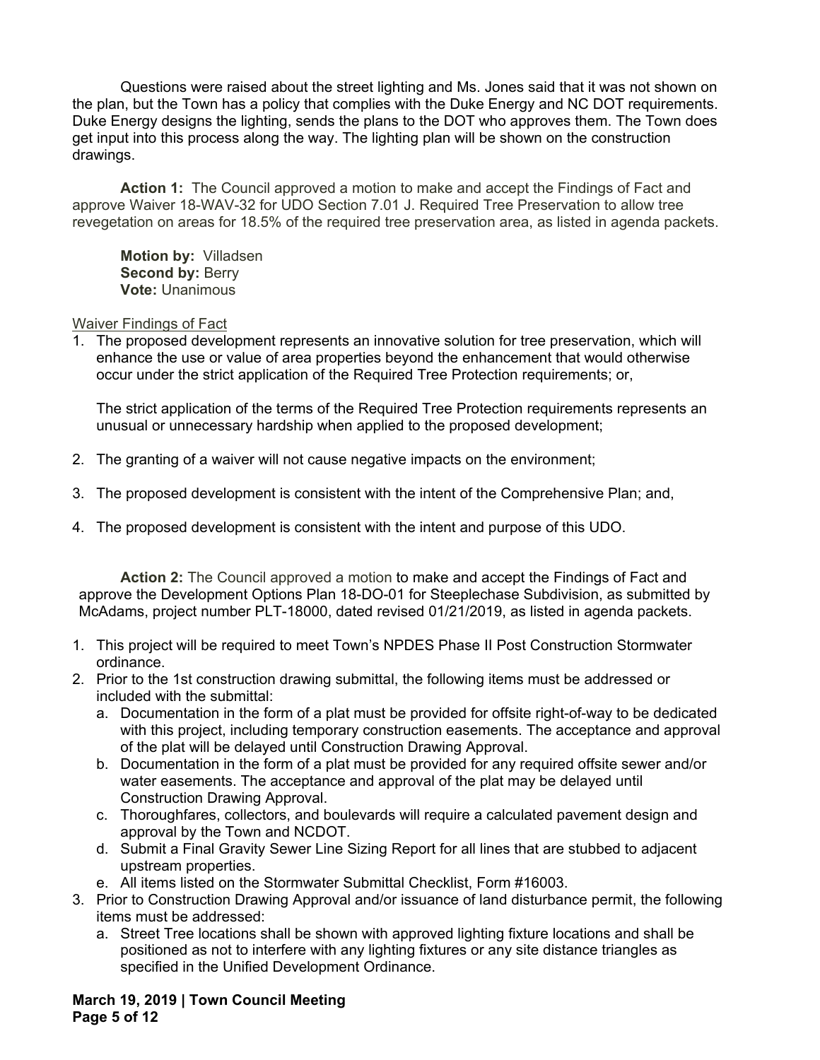Questions were raised about the street lighting and Ms. Jones said that it was not shown on the plan, but the Town has a policy that complies with the Duke Energy and NC DOT requirements. Duke Energy designs the lighting, sends the plans to the DOT who approves them. The Town does get input into this process along the way. The lighting plan will be shown on the construction drawings.

**Action 1:** The Council approved a motion to make and accept the Findings of Fact and approve Waiver 18-WAV-32 for UDO Section 7.01 J. Required Tree Preservation to allow tree revegetation on areas for 18.5% of the required tree preservation area, as listed in agenda packets.

**Motion by:** Villadsen
**Second by:** Berry
**Vote:** Unanimous

Waiver Findings of Fact

1. The proposed development represents an innovative solution for tree preservation, which will enhance the use or value of area properties beyond the enhancement that would otherwise occur under the strict application of the Required Tree Protection requirements; or,

   The strict application of the terms of the Required Tree Protection requirements represents an unusual or unnecessary hardship when applied to the proposed development;

2. The granting of a waiver will not cause negative impacts on the environment;

3. The proposed development is consistent with the intent of the Comprehensive Plan; and,

4. The proposed development is consistent with the intent and purpose of this UDO.

**Action 2:** The Council approved a motion to make and accept the Findings of Fact and approve the Development Options Plan 18-DO-01 for Steeplechase Subdivision, as submitted by McAdams, project number PLT-18000, dated revised 01/21/2019, as listed in agenda packets.

1. This project will be required to meet Town's NPDES Phase II Post Construction Stormwater ordinance.
2. Prior to the 1st construction drawing submittal, the following items must be addressed or included with the submittal:
   a. Documentation in the form of a plat must be provided for offsite right-of-way to be dedicated with this project, including temporary construction easements. The acceptance and approval of the plat will be delayed until Construction Drawing Approval.
   b. Documentation in the form of a plat must be provided for any required offsite sewer and/or water easements. The acceptance and approval of the plat may be delayed until Construction Drawing Approval.
   c. Thoroughfares, collectors, and boulevards will require a calculated pavement design and approval by the Town and NCDOT.
   d. Submit a Final Gravity Sewer Line Sizing Report for all lines that are stubbed to adjacent upstream properties.
   e. All items listed on the Stormwater Submittal Checklist, Form #16003.
3. Prior to Construction Drawing Approval and/or issuance of land disturbance permit, the following items must be addressed:
   a. Street Tree locations shall be shown with approved lighting fixture locations and shall be positioned as not to interfere with any lighting fixtures or any site distance triangles as specified in the Unified Development Ordinance.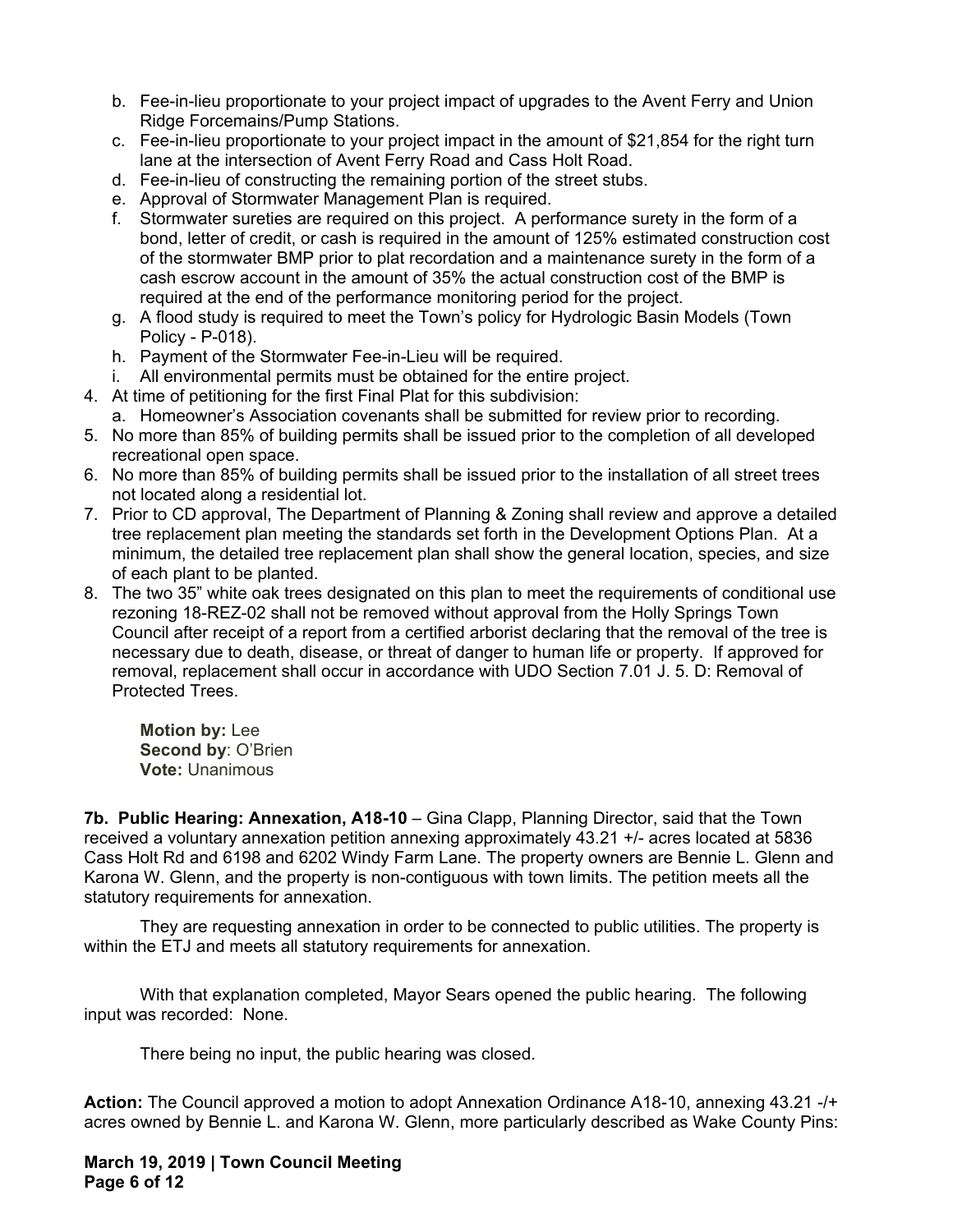b. Fee-in-lieu proportionate to your project impact of upgrades to the Avent Ferry and Union Ridge Forcemains/Pump Stations.
   c. Fee-in-lieu proportionate to your project impact in the amount of $21,854 for the right turn lane at the intersection of Avent Ferry Road and Cass Holt Road.
   d. Fee-in-lieu of constructing the remaining portion of the street stubs.
   e. Approval of Stormwater Management Plan is required.
   f. Stormwater sureties are required on this project. A performance surety in the form of a bond, letter of credit, or cash is required in the amount of 125% estimated construction cost of the stormwater BMP prior to plat recordation and a maintenance surety in the form of a cash escrow account in the amount of 35% the actual construction cost of the BMP is required at the end of the performance monitoring period for the project.
   g. A flood study is required to meet the Town's policy for Hydrologic Basin Models (Town Policy - P-018).
   h. Payment of the Stormwater Fee-in-Lieu will be required.
   i. All environmental permits must be obtained for the entire project.
4. At time of petitioning for the first Final Plat for this subdivision:
   a. Homeowner's Association covenants shall be submitted for review prior to recording.
5. No more than 85% of building permits shall be issued prior to the completion of all developed recreational open space.
6. No more than 85% of building permits shall be issued prior to the installation of all street trees not located along a residential lot.
7. Prior to CD approval, The Department of Planning & Zoning shall review and approve a detailed tree replacement plan meeting the standards set forth in the Development Options Plan. At a minimum, the detailed tree replacement plan shall show the general location, species, and size of each plant to be planted.
8. The two 35" white oak trees designated on this plan to meet the requirements of conditional use rezoning 18-REZ-02 shall not be removed without approval from the Holly Springs Town Council after receipt of a report from a certified arborist declaring that the removal of the tree is necessary due to death, disease, or threat of danger to human life or property. If approved for removal, replacement shall occur in accordance with UDO Section 7.01 J. 5. D: Removal of Protected Trees.

   **Motion by:** Lee
   **Second by**: O'Brien
   **Vote:** Unanimous

**7b. Public Hearing: Annexation, A18-10** – Gina Clapp, Planning Director, said that the Town received a voluntary annexation petition annexing approximately 43.21 +/- acres located at 5836 Cass Holt Rd and 6198 and 6202 Windy Farm Lane. The property owners are Bennie L. Glenn and Karona W. Glenn, and the property is non-contiguous with town limits. The petition meets all the statutory requirements for annexation.

They are requesting annexation in order to be connected to public utilities. The property is within the ETJ and meets all statutory requirements for annexation.

With that explanation completed, Mayor Sears opened the public hearing. The following input was recorded: None.

There being no input, the public hearing was closed.

**Action:** The Council approved a motion to adopt Annexation Ordinance A18-10, annexing 43.21 -/+ acres owned by Bennie L. and Karona W. Glenn, more particularly described as Wake County Pins: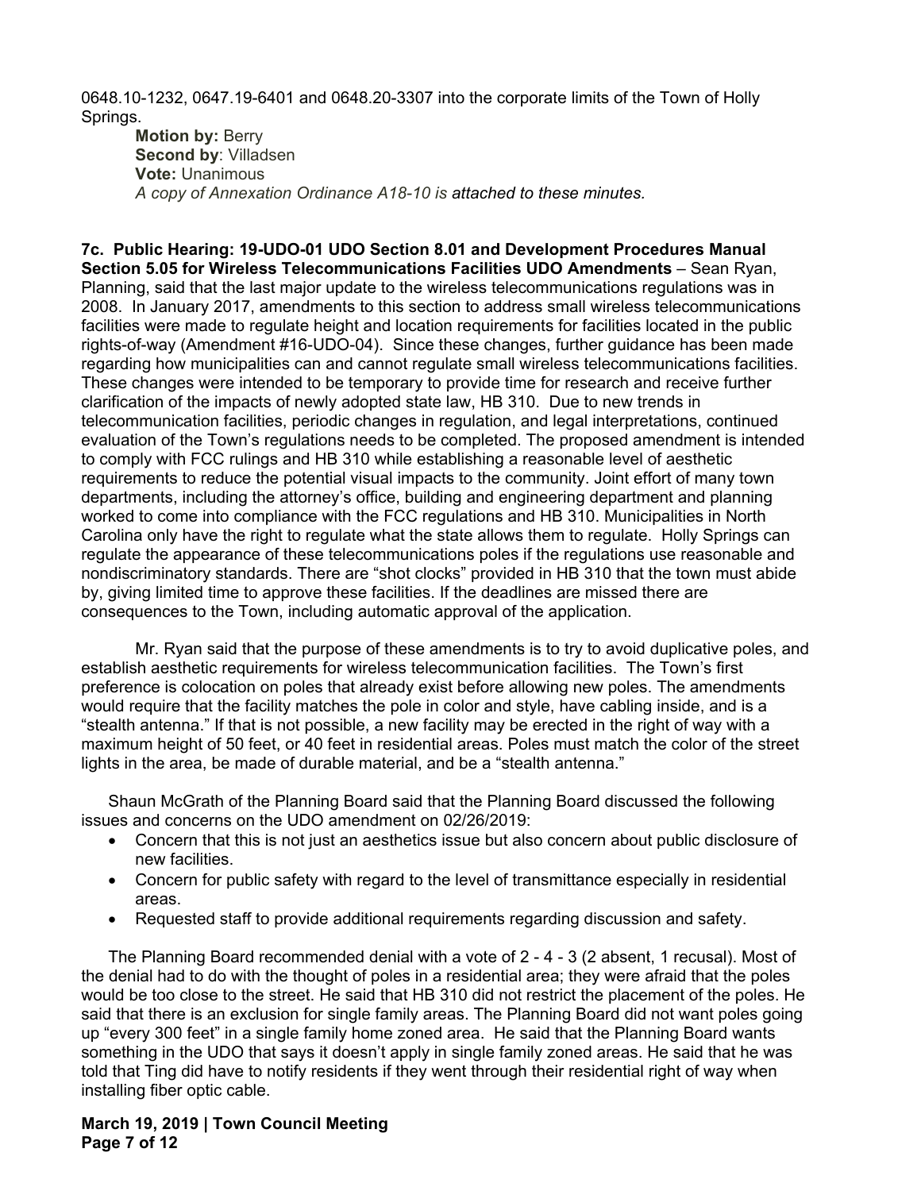0648.10-1232, 0647.19-6401 and 0648.20-3307 into the corporate limits of the Town of Holly Springs.

**Motion by:** Berry
**Second by**: Villadsen
**Vote:** Unanimous
*A copy of Annexation Ordinance A18-10 is attached to these minutes.*

**7c. Public Hearing: 19-UDO-01 UDO Section 8.01 and Development Procedures Manual Section 5.05 for Wireless Telecommunications Facilities UDO Amendments** – Sean Ryan, Planning, said that the last major update to the wireless telecommunications regulations was in 2008. In January 2017, amendments to this section to address small wireless telecommunications facilities were made to regulate height and location requirements for facilities located in the public rights-of-way (Amendment #16-UDO-04). Since these changes, further guidance has been made regarding how municipalities can and cannot regulate small wireless telecommunications facilities. These changes were intended to be temporary to provide time for research and receive further clarification of the impacts of newly adopted state law, HB 310. Due to new trends in telecommunication facilities, periodic changes in regulation, and legal interpretations, continued evaluation of the Town's regulations needs to be completed. The proposed amendment is intended to comply with FCC rulings and HB 310 while establishing a reasonable level of aesthetic requirements to reduce the potential visual impacts to the community. Joint effort of many town departments, including the attorney's office, building and engineering department and planning worked to come into compliance with the FCC regulations and HB 310. Municipalities in North Carolina only have the right to regulate what the state allows them to regulate. Holly Springs can regulate the appearance of these telecommunications poles if the regulations use reasonable and nondiscriminatory standards. There are "shot clocks" provided in HB 310 that the town must abide by, giving limited time to approve these facilities. If the deadlines are missed there are consequences to the Town, including automatic approval of the application.

Mr. Ryan said that the purpose of these amendments is to try to avoid duplicative poles, and establish aesthetic requirements for wireless telecommunication facilities. The Town's first preference is colocation on poles that already exist before allowing new poles. The amendments would require that the facility matches the pole in color and style, have cabling inside, and is a "stealth antenna." If that is not possible, a new facility may be erected in the right of way with a maximum height of 50 feet, or 40 feet in residential areas. Poles must match the color of the street lights in the area, be made of durable material, and be a "stealth antenna."

Shaun McGrath of the Planning Board said that the Planning Board discussed the following issues and concerns on the UDO amendment on 02/26/2019:

- Concern that this is not just an aesthetics issue but also concern about public disclosure of new facilities.
- Concern for public safety with regard to the level of transmittance especially in residential areas.
- Requested staff to provide additional requirements regarding discussion and safety.

The Planning Board recommended denial with a vote of 2 - 4 - 3 (2 absent, 1 recusal). Most of the denial had to do with the thought of poles in a residential area; they were afraid that the poles would be too close to the street. He said that HB 310 did not restrict the placement of the poles. He said that there is an exclusion for single family areas. The Planning Board did not want poles going up "every 300 feet" in a single family home zoned area. He said that the Planning Board wants something in the UDO that says it doesn't apply in single family zoned areas. He said that he was told that Ting did have to notify residents if they went through their residential right of way when installing fiber optic cable.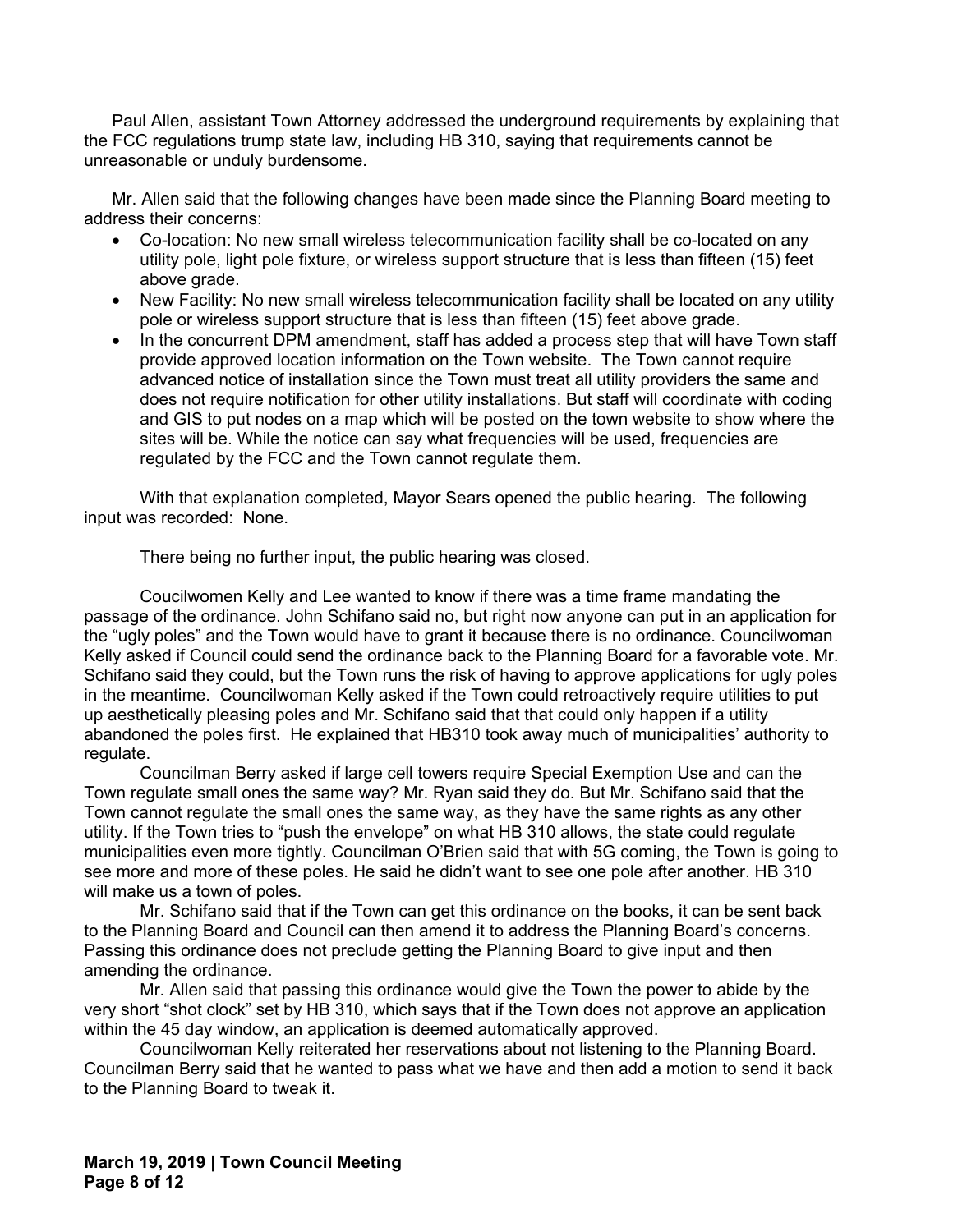Paul Allen, assistant Town Attorney addressed the underground requirements by explaining that the FCC regulations trump state law, including HB 310, saying that requirements cannot be unreasonable or unduly burdensome.

Mr. Allen said that the following changes have been made since the Planning Board meeting to address their concerns:

- Co-location: No new small wireless telecommunication facility shall be co-located on any utility pole, light pole fixture, or wireless support structure that is less than fifteen (15) feet above grade.
- New Facility: No new small wireless telecommunication facility shall be located on any utility pole or wireless support structure that is less than fifteen (15) feet above grade.
- In the concurrent DPM amendment, staff has added a process step that will have Town staff provide approved location information on the Town website. The Town cannot require advanced notice of installation since the Town must treat all utility providers the same and does not require notification for other utility installations. But staff will coordinate with coding and GIS to put nodes on a map which will be posted on the town website to show where the sites will be. While the notice can say what frequencies will be used, frequencies are regulated by the FCC and the Town cannot regulate them.

With that explanation completed, Mayor Sears opened the public hearing. The following input was recorded: None.

There being no further input, the public hearing was closed.

Coucilwomen Kelly and Lee wanted to know if there was a time frame mandating the passage of the ordinance. John Schifano said no, but right now anyone can put in an application for the "ugly poles" and the Town would have to grant it because there is no ordinance. Councilwoman Kelly asked if Council could send the ordinance back to the Planning Board for a favorable vote. Mr. Schifano said they could, but the Town runs the risk of having to approve applications for ugly poles in the meantime. Councilwoman Kelly asked if the Town could retroactively require utilities to put up aesthetically pleasing poles and Mr. Schifano said that that could only happen if a utility abandoned the poles first. He explained that HB310 took away much of municipalities' authority to regulate.

Councilman Berry asked if large cell towers require Special Exemption Use and can the Town regulate small ones the same way? Mr. Ryan said they do. But Mr. Schifano said that the Town cannot regulate the small ones the same way, as they have the same rights as any other utility. If the Town tries to "push the envelope" on what HB 310 allows, the state could regulate municipalities even more tightly. Councilman O'Brien said that with 5G coming, the Town is going to see more and more of these poles. He said he didn't want to see one pole after another. HB 310 will make us a town of poles.

Mr. Schifano said that if the Town can get this ordinance on the books, it can be sent back to the Planning Board and Council can then amend it to address the Planning Board's concerns. Passing this ordinance does not preclude getting the Planning Board to give input and then amending the ordinance.

Mr. Allen said that passing this ordinance would give the Town the power to abide by the very short "shot clock" set by HB 310, which says that if the Town does not approve an application within the 45 day window, an application is deemed automatically approved.

Councilwoman Kelly reiterated her reservations about not listening to the Planning Board. Councilman Berry said that he wanted to pass what we have and then add a motion to send it back to the Planning Board to tweak it.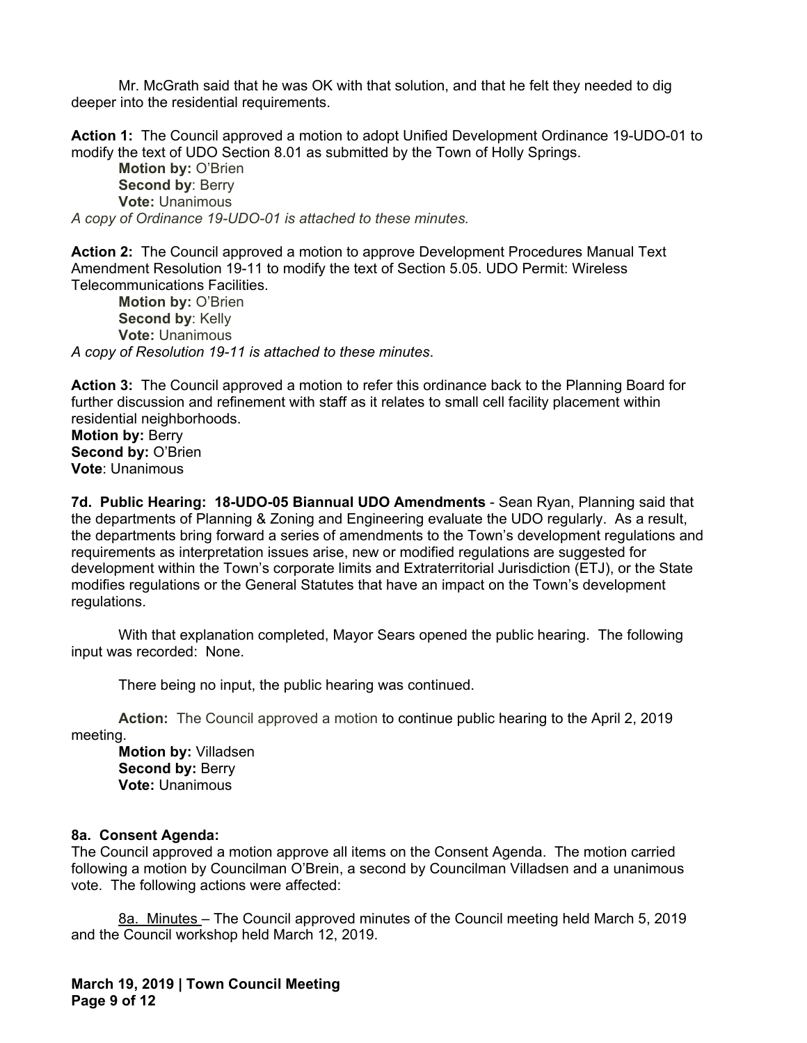Mr. McGrath said that he was OK with that solution, and that he felt they needed to dig deeper into the residential requirements.

**Action 1:** The Council approved a motion to adopt Unified Development Ordinance 19-UDO-01 to modify the text of UDO Section 8.01 as submitted by the Town of Holly Springs.

**Motion by:** O'Brien
**Second by**: Berry
**Vote:** Unanimous

*A copy of Ordinance 19-UDO-01 is attached to these minutes.*

**Action 2:** The Council approved a motion to approve Development Procedures Manual Text Amendment Resolution 19-11 to modify the text of Section 5.05. UDO Permit: Wireless Telecommunications Facilities.

**Motion by:** O'Brien
**Second by**: Kelly
**Vote:** Unanimous

*A copy of Resolution 19-11 is attached to these minutes*.

**Action 3:** The Council approved a motion to refer this ordinance back to the Planning Board for further discussion and refinement with staff as it relates to small cell facility placement within residential neighborhoods.

**Motion by:** Berry
**Second by:** O'Brien
**Vote**: Unanimous

**7d. Public Hearing: 18-UDO-05 Biannual UDO Amendments** - Sean Ryan, Planning said that the departments of Planning & Zoning and Engineering evaluate the UDO regularly. As a result, the departments bring forward a series of amendments to the Town's development regulations and requirements as interpretation issues arise, new or modified regulations are suggested for development within the Town's corporate limits and Extraterritorial Jurisdiction (ETJ), or the State modifies regulations or the General Statutes that have an impact on the Town's development regulations.

With that explanation completed, Mayor Sears opened the public hearing. The following input was recorded: None.

There being no input, the public hearing was continued.

**Action:** The Council approved a motion to continue public hearing to the April 2, 2019 meeting.

**Motion by:** Villadsen
**Second by:** Berry
**Vote:** Unanimous

**8a. Consent Agenda:**

The Council approved a motion approve all items on the Consent Agenda. The motion carried following a motion by Councilman O'Brein, a second by Councilman Villadsen and a unanimous vote. The following actions were affected:

8a. Minutes – The Council approved minutes of the Council meeting held March 5, 2019 and the Council workshop held March 12, 2019.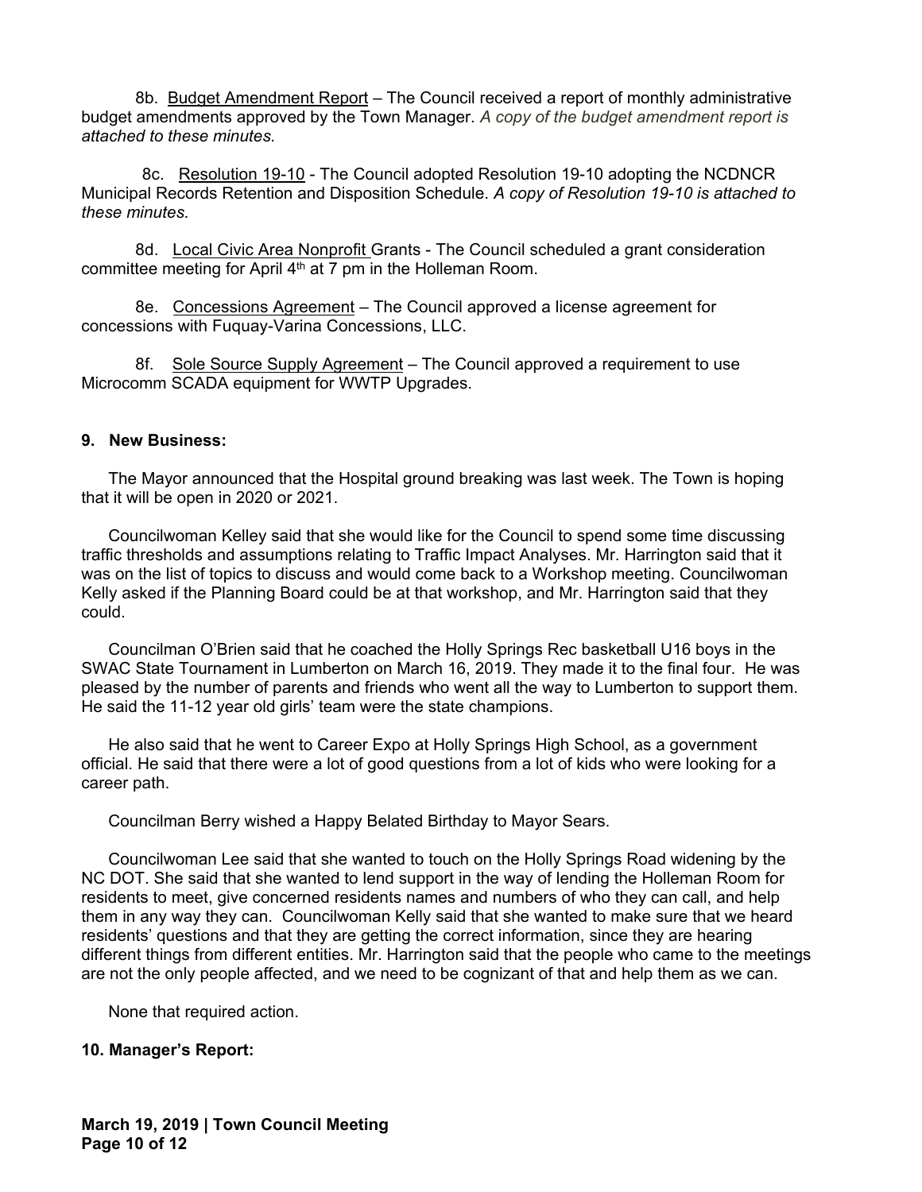8b. Budget Amendment Report – The Council received a report of monthly administrative budget amendments approved by the Town Manager. *A copy of the budget amendment report is attached to these minutes.*

8c. Resolution 19-10 - The Council adopted Resolution 19-10 adopting the NCDNCR Municipal Records Retention and Disposition Schedule. *A copy of Resolution 19-10 is attached to these minutes.*

8d. Local Civic Area Nonprofit Grants - The Council scheduled a grant consideration committee meeting for April 4th at 7 pm in the Holleman Room.

8e. Concessions Agreement – The Council approved a license agreement for concessions with Fuquay-Varina Concessions, LLC.

8f. Sole Source Supply Agreement – The Council approved a requirement to use Microcomm SCADA equipment for WWTP Upgrades.

**9. New Business:**

The Mayor announced that the Hospital ground breaking was last week. The Town is hoping that it will be open in 2020 or 2021.

Councilwoman Kelley said that she would like for the Council to spend some time discussing traffic thresholds and assumptions relating to Traffic Impact Analyses. Mr. Harrington said that it was on the list of topics to discuss and would come back to a Workshop meeting. Councilwoman Kelly asked if the Planning Board could be at that workshop, and Mr. Harrington said that they could.

Councilman O'Brien said that he coached the Holly Springs Rec basketball U16 boys in the SWAC State Tournament in Lumberton on March 16, 2019. They made it to the final four. He was pleased by the number of parents and friends who went all the way to Lumberton to support them. He said the 11-12 year old girls' team were the state champions.

He also said that he went to Career Expo at Holly Springs High School, as a government official. He said that there were a lot of good questions from a lot of kids who were looking for a career path.

Councilman Berry wished a Happy Belated Birthday to Mayor Sears.

Councilwoman Lee said that she wanted to touch on the Holly Springs Road widening by the NC DOT. She said that she wanted to lend support in the way of lending the Holleman Room for residents to meet, give concerned residents names and numbers of who they can call, and help them in any way they can. Councilwoman Kelly said that she wanted to make sure that we heard residents' questions and that they are getting the correct information, since they are hearing different things from different entities. Mr. Harrington said that the people who came to the meetings are not the only people affected, and we need to be cognizant of that and help them as we can.

None that required action.

**10. Manager's Report:**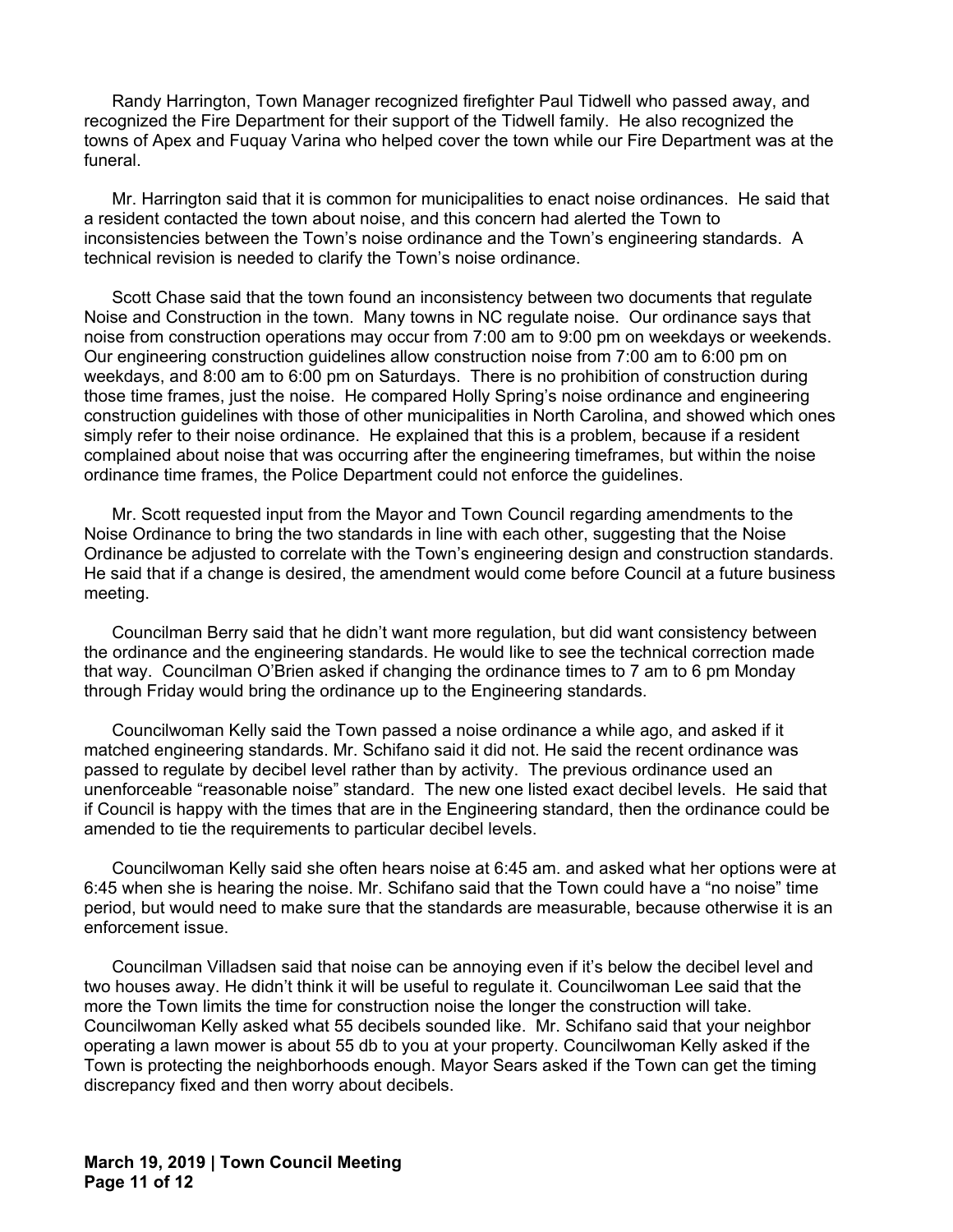Randy Harrington, Town Manager recognized firefighter Paul Tidwell who passed away, and recognized the Fire Department for their support of the Tidwell family. He also recognized the towns of Apex and Fuquay Varina who helped cover the town while our Fire Department was at the funeral.

Mr. Harrington said that it is common for municipalities to enact noise ordinances. He said that a resident contacted the town about noise, and this concern had alerted the Town to inconsistencies between the Town's noise ordinance and the Town's engineering standards. A technical revision is needed to clarify the Town's noise ordinance.

Scott Chase said that the town found an inconsistency between two documents that regulate Noise and Construction in the town. Many towns in NC regulate noise. Our ordinance says that noise from construction operations may occur from 7:00 am to 9:00 pm on weekdays or weekends. Our engineering construction guidelines allow construction noise from 7:00 am to 6:00 pm on weekdays, and 8:00 am to 6:00 pm on Saturdays. There is no prohibition of construction during those time frames, just the noise. He compared Holly Spring's noise ordinance and engineering construction guidelines with those of other municipalities in North Carolina, and showed which ones simply refer to their noise ordinance. He explained that this is a problem, because if a resident complained about noise that was occurring after the engineering timeframes, but within the noise ordinance time frames, the Police Department could not enforce the guidelines.

Mr. Scott requested input from the Mayor and Town Council regarding amendments to the Noise Ordinance to bring the two standards in line with each other, suggesting that the Noise Ordinance be adjusted to correlate with the Town's engineering design and construction standards. He said that if a change is desired, the amendment would come before Council at a future business meeting.

Councilman Berry said that he didn't want more regulation, but did want consistency between the ordinance and the engineering standards. He would like to see the technical correction made that way. Councilman O'Brien asked if changing the ordinance times to 7 am to 6 pm Monday through Friday would bring the ordinance up to the Engineering standards.

Councilwoman Kelly said the Town passed a noise ordinance a while ago, and asked if it matched engineering standards. Mr. Schifano said it did not. He said the recent ordinance was passed to regulate by decibel level rather than by activity. The previous ordinance used an unenforceable "reasonable noise" standard. The new one listed exact decibel levels. He said that if Council is happy with the times that are in the Engineering standard, then the ordinance could be amended to tie the requirements to particular decibel levels.

Councilwoman Kelly said she often hears noise at 6:45 am. and asked what her options were at 6:45 when she is hearing the noise. Mr. Schifano said that the Town could have a "no noise" time period, but would need to make sure that the standards are measurable, because otherwise it is an enforcement issue.

Councilman Villadsen said that noise can be annoying even if it's below the decibel level and two houses away. He didn't think it will be useful to regulate it. Councilwoman Lee said that the more the Town limits the time for construction noise the longer the construction will take. Councilwoman Kelly asked what 55 decibels sounded like. Mr. Schifano said that your neighbor operating a lawn mower is about 55 db to you at your property. Councilwoman Kelly asked if the Town is protecting the neighborhoods enough. Mayor Sears asked if the Town can get the timing discrepancy fixed and then worry about decibels.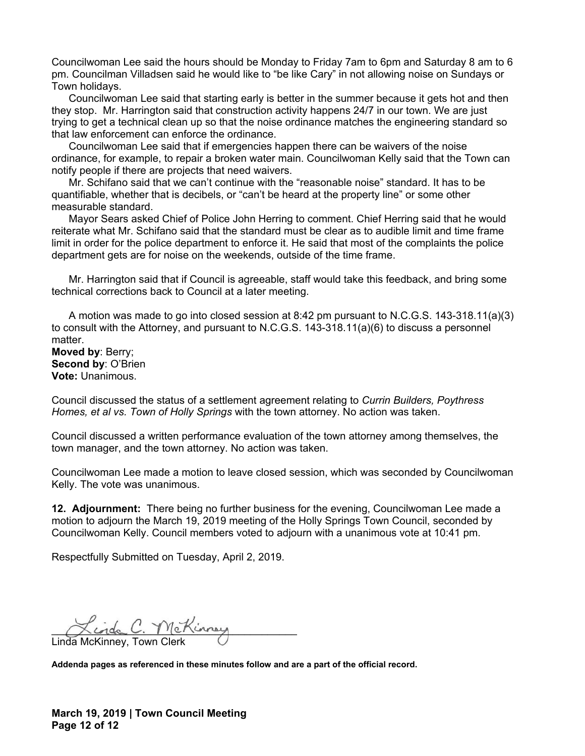Councilwoman Lee said the hours should be Monday to Friday 7am to 6pm and Saturday 8 am to 6 pm. Councilman Villadsen said he would like to "be like Cary" in not allowing noise on Sundays or Town holidays.

Councilwoman Lee said that starting early is better in the summer because it gets hot and then they stop. Mr. Harrington said that construction activity happens 24/7 in our town. We are just trying to get a technical clean up so that the noise ordinance matches the engineering standard so that law enforcement can enforce the ordinance.

Councilwoman Lee said that if emergencies happen there can be waivers of the noise ordinance, for example, to repair a broken water main. Councilwoman Kelly said that the Town can notify people if there are projects that need waivers.

Mr. Schifano said that we can't continue with the "reasonable noise" standard. It has to be quantifiable, whether that is decibels, or "can't be heard at the property line" or some other measurable standard.

Mayor Sears asked Chief of Police John Herring to comment. Chief Herring said that he would reiterate what Mr. Schifano said that the standard must be clear as to audible limit and time frame limit in order for the police department to enforce it. He said that most of the complaints the police department gets are for noise on the weekends, outside of the time frame.

Mr. Harrington said that if Council is agreeable, staff would take this feedback, and bring some technical corrections back to Council at a later meeting.

A motion was made to go into closed session at 8:42 pm pursuant to N.C.G.S. 143-318.11(a)(3) to consult with the Attorney, and pursuant to N.C.G.S. 143-318.11(a)(6) to discuss a personnel matter.
**Moved by**: Berry;
**Second by**: O'Brien
**Vote:** Unanimous.

Council discussed the status of a settlement agreement relating to *Currin Builders, Poythress Homes, et al vs. Town of Holly Springs* with the town attorney. No action was taken.

Council discussed a written performance evaluation of the town attorney among themselves, the town manager, and the town attorney. No action was taken.

Councilwoman Lee made a motion to leave closed session, which was seconded by Councilwoman Kelly. The vote was unanimous.

**12. Adjournment:** There being no further business for the evening, Councilwoman Lee made a motion to adjourn the March 19, 2019 meeting of the Holly Springs Town Council, seconded by Councilwoman Kelly. Council members voted to adjourn with a unanimous vote at 10:41 pm.

Respectfully Submitted on Tuesday, April 2, 2019.

Linda C. McKinney

Linda McKinney, Town Clerk

**Addenda pages as referenced in these minutes follow and are a part of the official record.**